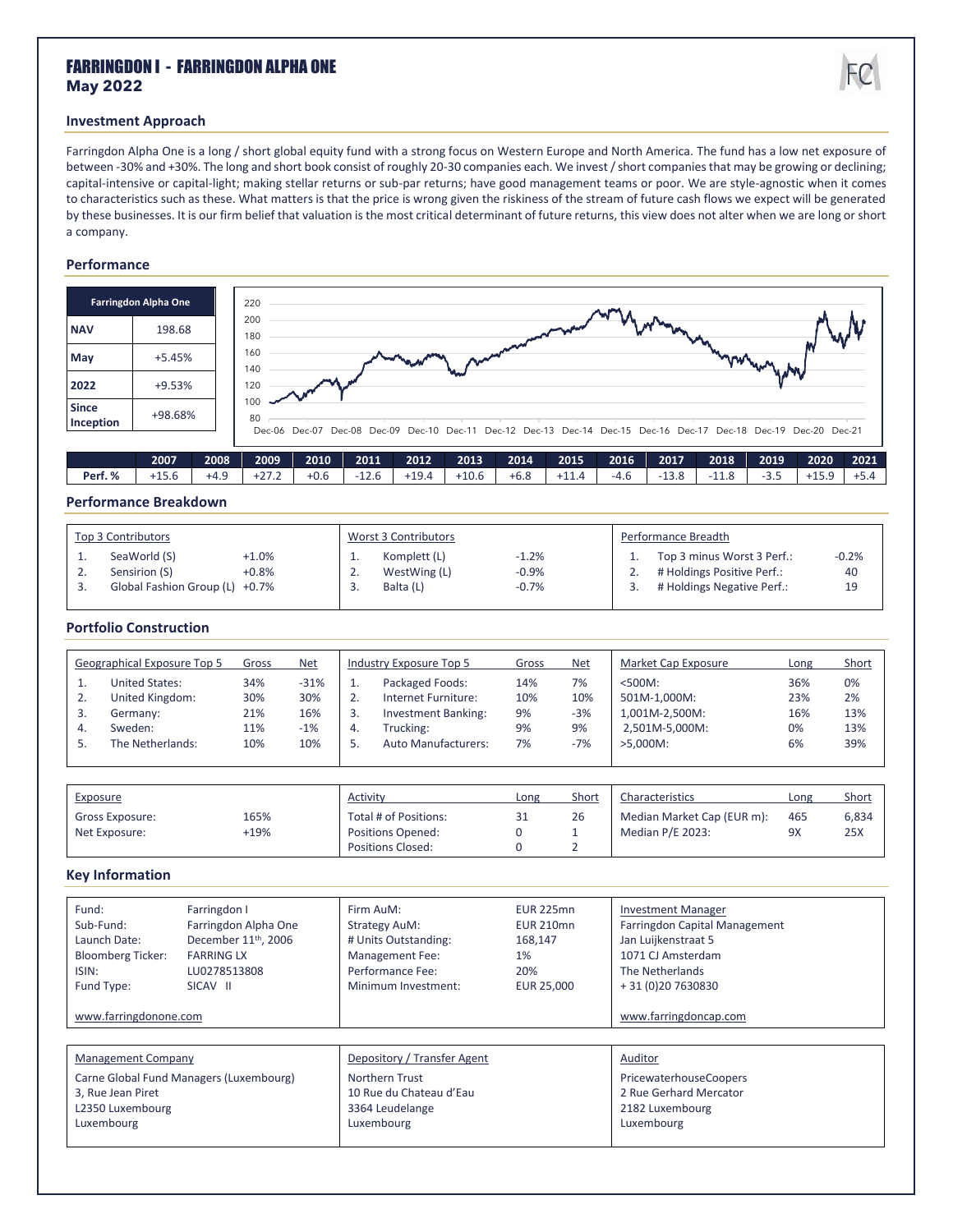# FARRINGDON I - FARRINGDON ALPHA ONE

**May 2022**

## Investment Approach

Farringdon Alpha One is a long / short global equity fund with a strong focus on Western Europe and North America. The fund has a low net exposure of between -30% and +30%. The long and short book consist of roughly 20-30 companies each. We invest / short companies that may be growing or declining; capital-intensive or capital-light; making stellar returns or sub-par returns; have good management teams or poor. We are style-agnostic when it comes to characteristics such as these. What matters is that the price is wrong given the riskiness of the stream of future cash flows we expect will be generated by these businesses. It is our firm belief that valuation is the most critical determinant of future returns, this view does not alter when we are long or short a company.

## Performance

| Farringdon Alpha One | |
|---|---|
| NAV | 198.68 |
| May | +5.45% |
| 2022 | +9.53% |
| Since Inception | +98.68% |

| | 2007 | 2008 | 2009 | 2010 | 2011 | 2012 | 2013 | 2014 | 2015 | 2016 | 2017 | 2018 | 2019 | 2020 | 2021 |
|---|---|---|---|---|---|---|---|---|---|---|---|---|---|---|---|
| Perf. % | +15.6 | +4.9 | +27.2 | +0.6 | -12.6 | +19.4 | +10.6 | +6.8 | +11.4 | -4.6 | -13.8 | -11.8 | -3.5 | +15.9 | +5.4 |

## Performance Breakdown

| Top 3 Contributors | | Worst 3 Contributors | | Performance Breadth | |
|---|---|---|---|---|---|
| 1. SeaWorld (S) | +1.0% | 1. Komplett (L) | -1.2% | 1. Top 3 minus Worst 3 Perf.: | -0.2% |
| 2. Sensirion (S) | +0.8% | 2. WestWing (L) | -0.9% | 2. # Holdings Positive Perf.: | 40 |
| 3. Global Fashion Group (L) | +0.7% | 3. Balta (L) | -0.7% | 3. # Holdings Negative Perf.: | 19 |

## Portfolio Construction

| Geographical Exposure Top 5 | Gross | Net |
|---|---|---|
| 1. United States: | 34% | -31% |
| 2. United Kingdom: | 30% | 30% |
| 3. Germany: | 21% | 16% |
| 4. Sweden: | 11% | -1% |
| 5. The Netherlands: | 10% | 10% |

| Industry Exposure Top 5 | Gross | Net |
|---|---|---|
| 1. Packaged Foods: | 14% | 7% |
| 2. Internet Furniture: | 10% | 10% |
| 3. Investment Banking: | 9% | -3% |
| 4. Trucking: | 9% | 9% |
| 5. Auto Manufacturers: | 7% | -7% |

| Market Cap Exposure | Long | Short |
|---|---|---|
| <500M: | 36% | 0% |
| 501M-1,000M: | 23% | 2% |
| 1,001M-2,500M: | 16% | 13% |
| 2,501M-5,000M: | 0% | 13% |
| >5,000M: | 6% | 39% |

| Exposure | |
|---|---|
| Gross Exposure: | 165% |
| Net Exposure: | +19% |

| Activity | Long | Short |
|---|---|---|
| Total # of Positions: | 31 | 26 |
| Positions Opened: | 0 | 1 |
| Positions Closed: | 0 | 2 |

| Characteristics | Long | Short |
|---|---|---|
| Median Market Cap (EUR m): | 465 | 6,834 |
| Median P/E 2023: | 9X | 25X |

## Key Information

| | |
|---|---|
| Fund: | Farringdon I |
| Sub-Fund: | Farringdon Alpha One |
| Launch Date: | December 11th, 2006 |
| Bloomberg Ticker: | FARRING LX |
| ISIN: | LU0278513808 |
| Fund Type: | SICAV II |

www.farringdonone.com

| | |
|---|---|
| Firm AuM: | EUR 225mn |
| Strategy AuM: | EUR 210mn |
| # Units Outstanding: | 168,147 |
| Management Fee: | 1% |
| Performance Fee: | 20% |
| Minimum Investment: | EUR 25,000 |

**Investment Manager**
Farringdon Capital Management
Jan Luijkenstraat 5
1071 CJ Amsterdam
The Netherlands
+ 31 (0)20 7630830

www.farringdoncap.com

**Management Company**
Carne Global Fund Managers (Luxembourg)
3, Rue Jean Piret
L2350 Luxembourg
Luxembourg

**Depository / Transfer Agent**
Northern Trust
10 Rue du Chateau d'Eau
3364 Leudelange
Luxembourg

**Auditor**
PricewaterhouseCoopers
2 Rue Gerhard Mercator
2182 Luxembourg
Luxembourg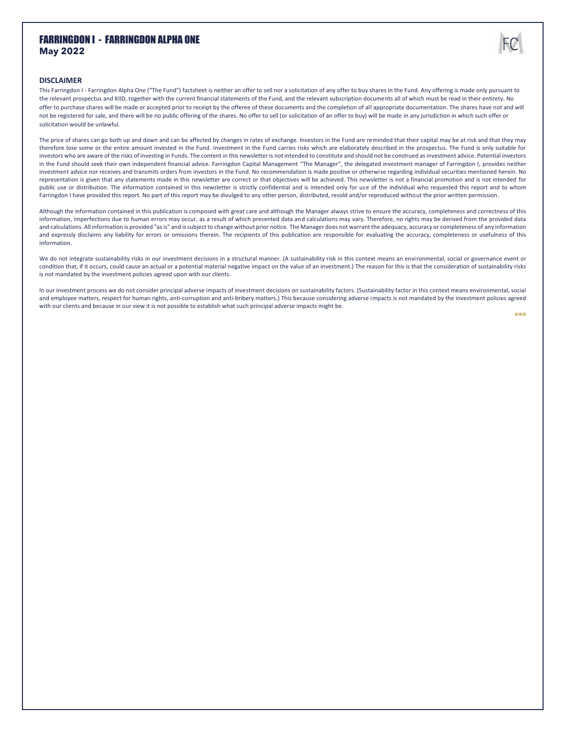# FARRINGDON I - FARRINGDON ALPHA ONE
**May 2022**

## DISCLAIMER

This Farringdon I - Farringdon Alpha One ("The Fund") factsheet is neither an offer to sell nor a solicitation of any offer to buy shares in the Fund. Any offering is made only pursuant to the relevant prospectus and KIID, together with the current financial statements of the Fund, and the relevant subscription documents all of which must be read in their entirety. No offer to purchase shares will be made or accepted prior to receipt by the offeree of these documents and the completion of all appropriate documentation. The shares have not and will not be registered for sale, and there will be no public offering of the shares. No offer to sell (or solicitation of an offer to buy) will be made in any jurisdiction in which such offer or solicitation would be unlawful.

The price of shares can go both up and down and can be affected by changes in rates of exchange. Investors in the Fund are reminded that their capital may be at risk and that they may therefore lose some or the entire amount invested in the Fund. Investment in the Fund carries risks which are elaborately described in the prospectus. The Fund is only suitable for investors who are aware of the risks of investing in Funds. The content in this newsletter is not intended to constitute and should not be construed as investment advice. Potential investors in the Fund should seek their own independent financial advice. Farringdon Capital Management "The Manager", the delegated investment manager of Farringdon I, provides neither investment advice nor receives and transmits orders from investors in the Fund. No recommendation is made positive or otherwise regarding individual securities mentioned herein. No representation is given that any statements made in this newsletter are correct or that objectives will be achieved. This newsletter is not a financial promotion and is not intended for public use or distribution. The information contained in this newsletter is strictly confidential and is intended only for use of the individual who requested this report and to whom Farringdon I have provided this report. No part of this report may be divulged to any other person, distributed, resold and/or reproduced without the prior written permission.

Although the information contained in this publication is composed with great care and although the Manager always strive to ensure the accuracy, completeness and correctness of this information, imperfections due to human errors may occur, as a result of which presented data and calculations may vary. Therefore, no rights may be derived from the provided data and calculations. All information is provided "as is" and is subject to change without prior notice. The Manager does not warrant the adequacy, accuracy or completeness of any information and expressly disclaims any liability for errors or omissions therein. The recipients of this publication are responsible for evaluating the accuracy, completeness or usefulness of this information.

We do not integrate sustainability risks in our investment decisions in a structural manner. (A sustainability risk in this context means an environmental, social or governance event or condition that, if it occurs, could cause an actual or a potential material negative impact on the value of an investment.) The reason for this is that the consideration of sustainability risks is not mandated by the investment policies agreed upon with our clients.

In our investment process we do not consider principal adverse impacts of investment decisions on sustainability factors. (Sustainability factor in this context means environmental, social and employee matters, respect for human rights, anti-corruption and anti-bribery matters.) This because considering adverse impacts is not mandated by the investment policies agreed with our clients and because in our view it is not possible to establish what such principal adverse impacts might be.